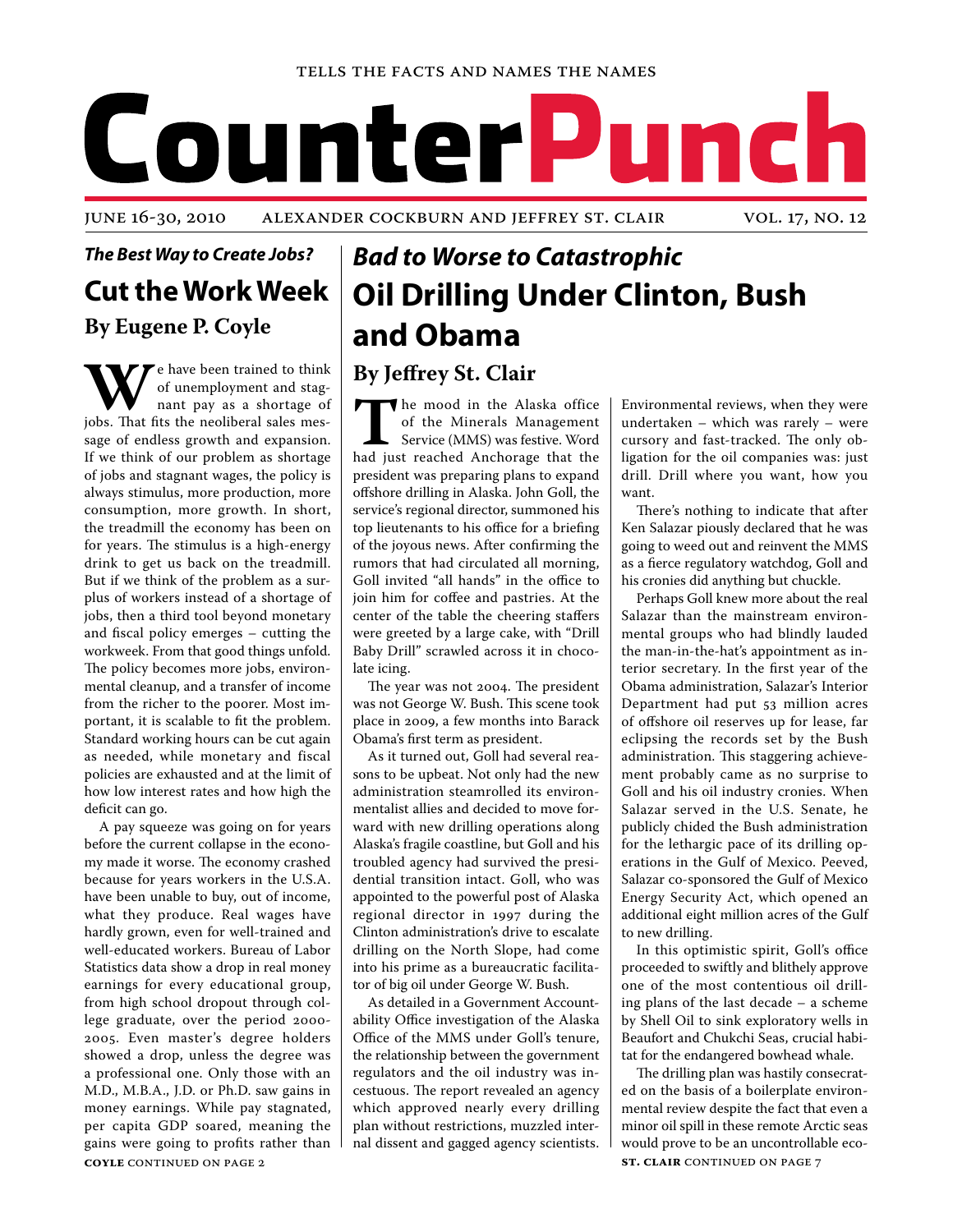TELLS THE FACTS AND NAMES THE NAMES

# CounterPunch

JUNE 16-30, 2010 ALEXANDER COCKBURN AND JEFFREY ST. CLAIR VOL. 17, NO. 12

***The Best Way to Create Jobs?***

## Cut the Work Week

### By Eugene P. Coyle

We have been trained to think of unemployment and stagnant pay as a shortage of jobs. That fits the neoliberal sales message of endless growth and expansion. If we think of our problem as shortage of jobs and stagnant wages, the policy is always stimulus, more production, more consumption, more growth. In short, the treadmill the economy has been on for years. The stimulus is a high-energy drink to get us back on the treadmill. But if we think of the problem as a surplus of workers instead of a shortage of jobs, then a third tool beyond monetary and fiscal policy emerges – cutting the workweek. From that good things unfold. The policy becomes more jobs, environmental cleanup, and a transfer of income from the richer to the poorer. Most important, it is scalable to fit the problem. Standard working hours can be cut again as needed, while monetary and fiscal policies are exhausted and at the limit of how low interest rates and how high the deficit can go.

A pay squeeze was going on for years before the current collapse in the economy made it worse. The economy crashed because for years workers in the U.S.A. have been unable to buy, out of income, what they produce. Real wages have hardly grown, even for well-trained and well-educated workers. Bureau of Labor Statistics data show a drop in real money earnings for every educational group, from high school dropout through college graduate, over the period 2000-2005. Even master's degree holders showed a drop, unless the degree was a professional one. Only those with an M.D., M.B.A., J.D. or Ph.D. saw gains in money earnings. While pay stagnated, per capita GDP soared, meaning the gains were going to profits rather than

**COYLE** CONTINUED ON PAGE 2

***Bad to Worse to Catastrophic***

## Oil Drilling Under Clinton, Bush and Obama

### By Jeffrey St. Clair

The mood in the Alaska office of the Minerals Management Service (MMS) was festive. Word had just reached Anchorage that the president was preparing plans to expand offshore drilling in Alaska. John Goll, the service's regional director, summoned his top lieutenants to his office for a briefing of the joyous news. After confirming the rumors that had circulated all morning, Goll invited "all hands" in the office to join him for coffee and pastries. At the center of the table the cheering staffers were greeted by a large cake, with "Drill Baby Drill" scrawled across it in chocolate icing.

The year was not 2004. The president was not George W. Bush. This scene took place in 2009, a few months into Barack Obama's first term as president.

As it turned out, Goll had several reasons to be upbeat. Not only had the new administration steamrolled its environmentalist allies and decided to move forward with new drilling operations along Alaska's fragile coastline, but Goll and his troubled agency had survived the presidential transition intact. Goll, who was appointed to the powerful post of Alaska regional director in 1997 during the Clinton administration's drive to escalate drilling on the North Slope, had come into his prime as a bureaucratic facilitator of big oil under George W. Bush.

As detailed in a Government Accountability Office investigation of the Alaska Office of the MMS under Goll's tenure, the relationship between the government regulators and the oil industry was incestuous. The report revealed an agency which approved nearly every drilling plan without restrictions, muzzled internal dissent and gagged agency scientists. Environmental reviews, when they were undertaken – which was rarely – were cursory and fast-tracked. The only obligation for the oil companies was: just drill. Drill where you want, how you want.

There's nothing to indicate that after Ken Salazar piously declared that he was going to weed out and reinvent the MMS as a fierce regulatory watchdog, Goll and his cronies did anything but chuckle.

Perhaps Goll knew more about the real Salazar than the mainstream environmental groups who had blindly lauded the man-in-the-hat's appointment as interior secretary. In the first year of the Obama administration, Salazar's Interior Department had put 53 million acres of offshore oil reserves up for lease, far eclipsing the records set by the Bush administration. This staggering achievement probably came as no surprise to Goll and his oil industry cronies. When Salazar served in the U.S. Senate, he publicly chided the Bush administration for the lethargic pace of its drilling operations in the Gulf of Mexico. Peeved, Salazar co-sponsored the Gulf of Mexico Energy Security Act, which opened an additional eight million acres of the Gulf to new drilling.

In this optimistic spirit, Goll's office proceeded to swiftly and blithely approve one of the most contentious oil drilling plans of the last decade – a scheme by Shell Oil to sink exploratory wells in Beaufort and Chukchi Seas, crucial habitat for the endangered bowhead whale.

The drilling plan was hastily consecrated on the basis of a boilerplate environmental review despite the fact that even a minor oil spill in these remote Arctic seas would prove to be an uncontrollable eco-

**ST. CLAIR** CONTINUED ON PAGE 7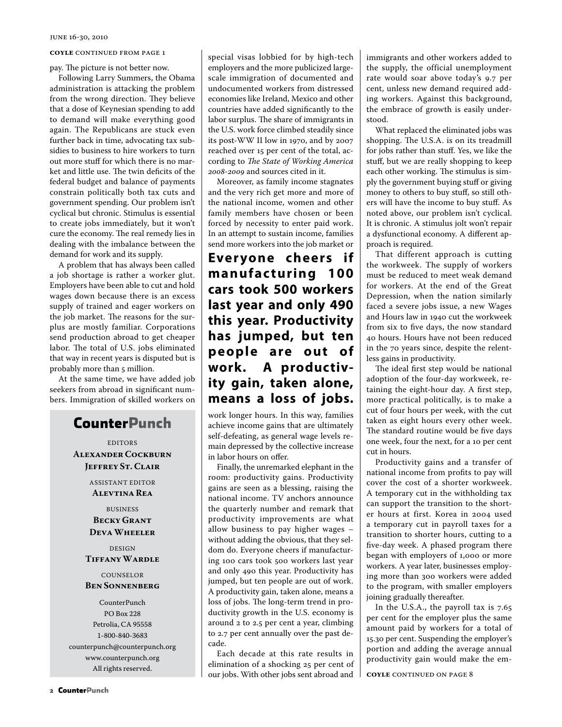**COYLE** CONTINUED FROM PAGE 1

pay. The picture is not better now.

Following Larry Summers, the Obama administration is attacking the problem from the wrong direction. They believe that a dose of Keynesian spending to add to demand will make everything good again. The Republicans are stuck even further back in time, advocating tax subsidies to business to hire workers to turn out more stuff for which there is no market and little use. The twin deficits of the federal budget and balance of payments constrain politically both tax cuts and government spending. Our problem isn't cyclical but chronic. Stimulus is essential to create jobs immediately, but it won't cure the economy. The real remedy lies in dealing with the imbalance between the demand for work and its supply.

A problem that has always been called a job shortage is rather a worker glut. Employers have been able to cut and hold wages down because there is an excess supply of trained and eager workers on the job market. The reasons for the surplus are mostly familiar. Corporations send production abroad to get cheaper labor. The total of U.S. jobs eliminated that way in recent years is disputed but is probably more than 5 million.

At the same time, we have added job seekers from abroad in significant numbers. Immigration of skilled workers on special visas lobbied for by high-tech employers and the more publicized large-scale immigration of documented and undocumented workers from distressed economies like Ireland, Mexico and other countries have added significantly to the labor surplus. The share of immigrants in the U.S. work force climbed steadily since its post-WW II low in 1970, and by 2007 reached over 15 per cent of the total, according to *The State of Working America 2008-2009* and sources cited in it.

Moreover, as family income stagnates and the very rich get more and more of the national income, women and other family members have chosen or been forced by necessity to enter paid work. In an attempt to sustain income, families send more workers into the job market or work longer hours. In this way, families achieve income gains that are ultimately self-defeating, as general wage levels remain depressed by the collective increase in labor hours on offer.

**Everyone cheers if manufacturing 100 cars took 500 workers last year and only 490 this year. Productivity has jumped, but ten people are out of work. A productivity gain, taken alone, means a loss of jobs.**

Finally, the unremarked elephant in the room: productivity gains. Productivity gains are seen as a blessing, raising the national income. TV anchors announce the quarterly number and remark that productivity improvements are what allow business to pay higher wages – without adding the obvious, that they seldom do. Everyone cheers if manufacturing 100 cars took 500 workers last year and only 490 this year. Productivity has jumped, but ten people are out of work. A productivity gain, taken alone, means a loss of jobs. The long-term trend in productivity growth in the U.S. economy is around 2 to 2.5 per cent a year, climbing to 2.7 per cent annually over the past decade.

Each decade at this rate results in elimination of a shocking 25 per cent of our jobs. With other jobs sent abroad and immigrants and other workers added to the supply, the official unemployment rate would soar above today's 9.7 per cent, unless new demand required adding workers. Against this background, the embrace of growth is easily understood.

What replaced the eliminated jobs was shopping. The U.S.A. is on its treadmill for jobs rather than stuff. Yes, we like the stuff, but we are really shopping to keep each other working. The stimulus is simply the government buying stuff or giving money to others to buy stuff, so still others will have the income to buy stuff. As noted above, our problem isn't cyclical. It is chronic. A stimulus jolt won't repair a dysfunctional economy. A different approach is required.

That different approach is cutting the workweek. The supply of workers must be reduced to meet weak demand for workers. At the end of the Great Depression, when the nation similarly faced a severe jobs issue, a new Wages and Hours law in 1940 cut the workweek from six to five days, the now standard 40 hours. Hours have not been reduced in the 70 years since, despite the relentless gains in productivity.

The ideal first step would be national adoption of the four-day workweek, retaining the eight-hour day. A first step, more practical politically, is to make a cut of four hours per week, with the cut taken as eight hours every other week. The standard routine would be five days one week, four the next, for a 10 per cent cut in hours.

Productivity gains and a transfer of national income from profits to pay will cover the cost of a shorter workweek. A temporary cut in the withholding tax can support the transition to the shorter hours at first. Korea in 2004 used a temporary cut in payroll taxes for a transition to shorter hours, cutting to a five-day week. A phased program there began with employers of 1,000 or more workers. A year later, businesses employing more than 300 workers were added to the program, with smaller employers joining gradually thereafter.

In the U.S.A., the payroll tax is 7.65 per cent for the employer plus the same amount paid by workers for a total of 15.30 per cent. Suspending the employer's portion and adding the average annual productivity gain would make the em-

**COYLE** CONTINUED ON PAGE 8

---

## CounterPunch

EDITORS
**Alexander Cockburn**
**Jeffrey St. Clair**

ASSISTANT EDITOR
**Alevtina Rea**

BUSINESS
**Becky Grant**
**Deva Wheeler**

DESIGN
**Tiffany Wardle**

COUNSELOR
**Ben Sonnenberg**

CounterPunch
PO Box 228
Petrolia, CA 95558
1-800-840-3683
counterpunch@counterpunch.org
www.counterpunch.org
All rights reserved.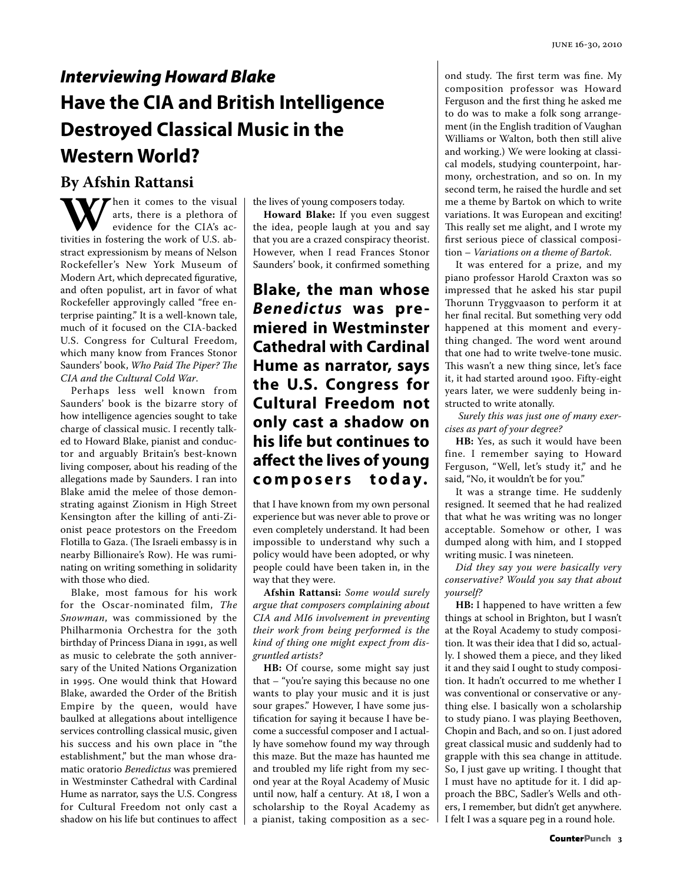## *Interviewing Howard Blake*

# Have the CIA and British Intelligence Destroyed Classical Music in the Western World?

### By Afshin Rattansi

When it comes to the visual arts, there is a plethora of evidence for the CIA's activities in fostering the work of U.S. abstract expressionism by means of Nelson Rockefeller's New York Museum of Modern Art, which deprecated figurative, and often populist, art in favor of what Rockefeller approvingly called "free enterprise painting." It is a well-known tale, much of it focused on the CIA-backed U.S. Congress for Cultural Freedom, which many know from Frances Stonor Saunders' book, *Who Paid The Piper? The CIA and the Cultural Cold War*.

Perhaps less well known from Saunders' book is the bizarre story of how intelligence agencies sought to take charge of classical music. I recently talked to Howard Blake, pianist and conductor and arguably Britain's best-known living composer, about his reading of the allegations made by Saunders. I ran into Blake amid the melee of those demonstrating against Zionism in High Street Kensington after the killing of anti-Zionist peace protestors on the Freedom Flotilla to Gaza. (The Israeli embassy is in nearby Billionaire's Row). He was ruminating on writing something in solidarity with those who died.

Blake, most famous for his work for the Oscar-nominated film, *The Snowman*, was commissioned by the Philharmonia Orchestra for the 30th birthday of Princess Diana in 1991, as well as music to celebrate the 50th anniversary of the United Nations Organization in 1995. One would think that Howard Blake, awarded the Order of the British Empire by the queen, would have baulked at allegations about intelligence services controlling classical music, given his success and his own place in "the establishment," but the man whose dramatic oratorio *Benedictus* was premiered in Westminster Cathedral with Cardinal Hume as narrator, says the U.S. Congress for Cultural Freedom not only cast a shadow on his life but continues to affect the lives of young composers today.

**Howard Blake:** If you even suggest the idea, people laugh at you and say that you are a crazed conspiracy theorist. However, when I read Frances Stonor Saunders' book, it confirmed something that I have known from my own personal experience but was never able to prove or even completely understand. It had been impossible to understand why such a policy would have been adopted, or why people could have been taken in, in the way that they were.

> **Blake, the man whose *Benedictus* was premiered in Westminster Cathedral with Cardinal Hume as narrator, says the U.S. Congress for Cultural Freedom not only cast a shadow on his life but continues to affect the lives of young composers today.**

**Afshin Rattansi:** *Some would surely argue that composers complaining about CIA and MI6 involvement in preventing their work from being performed is the kind of thing one might expect from disgruntled artists?*

**HB:** Of course, some might say just that – "you're saying this because no one wants to play your music and it is just sour grapes." However, I have some justification for saying it because I have become a successful composer and I actually have somehow found my way through this maze. But the maze has haunted me and troubled my life right from my second year at the Royal Academy of Music until now, half a century. At 18, I won a scholarship to the Royal Academy as a pianist, taking composition as a second study. The first term was fine. My composition professor was Howard Ferguson and the first thing he asked me to do was to make a folk song arrangement (in the English tradition of Vaughan Williams or Walton, both then still alive and working.) We were looking at classical models, studying counterpoint, harmony, orchestration, and so on. In my second term, he raised the hurdle and set me a theme by Bartok on which to write variations. It was European and exciting! This really set me alight, and I wrote my first serious piece of classical composition – *Variations on a theme of Bartok.*

It was entered for a prize, and my piano professor Harold Craxton was so impressed that he asked his star pupil Thorunn Tryggvaason to perform it at her final recital. But something very odd happened at this moment and everything changed. The word went around that one had to write twelve-tone music. This wasn't a new thing since, let's face it, it had started around 1900. Fifty-eight years later, we were suddenly being instructed to write atonally.

*Surely this was just one of many exercises as part of your degree?*

**HB:** Yes, as such it would have been fine. I remember saying to Howard Ferguson, "Well, let's study it," and he said, "No, it wouldn't be for you."

It was a strange time. He suddenly resigned. It seemed that he had realized that what he was writing was no longer acceptable. Somehow or other, I was dumped along with him, and I stopped writing music. I was nineteen.

*Did they say you were basically very conservative? Would you say that about yourself?*

**HB:** I happened to have written a few things at school in Brighton, but I wasn't at the Royal Academy to study composition. It was their idea that I did so, actually. I showed them a piece, and they liked it and they said I ought to study composition. It hadn't occurred to me whether I was conventional or conservative or anything else. I basically won a scholarship to study piano. I was playing Beethoven, Chopin and Bach, and so on. I just adored great classical music and suddenly had to grapple with this sea change in attitude. So, I just gave up writing. I thought that I must have no aptitude for it. I did approach the BBC, Sadler's Wells and others, I remember, but didn't get anywhere. I felt I was a square peg in a round hole.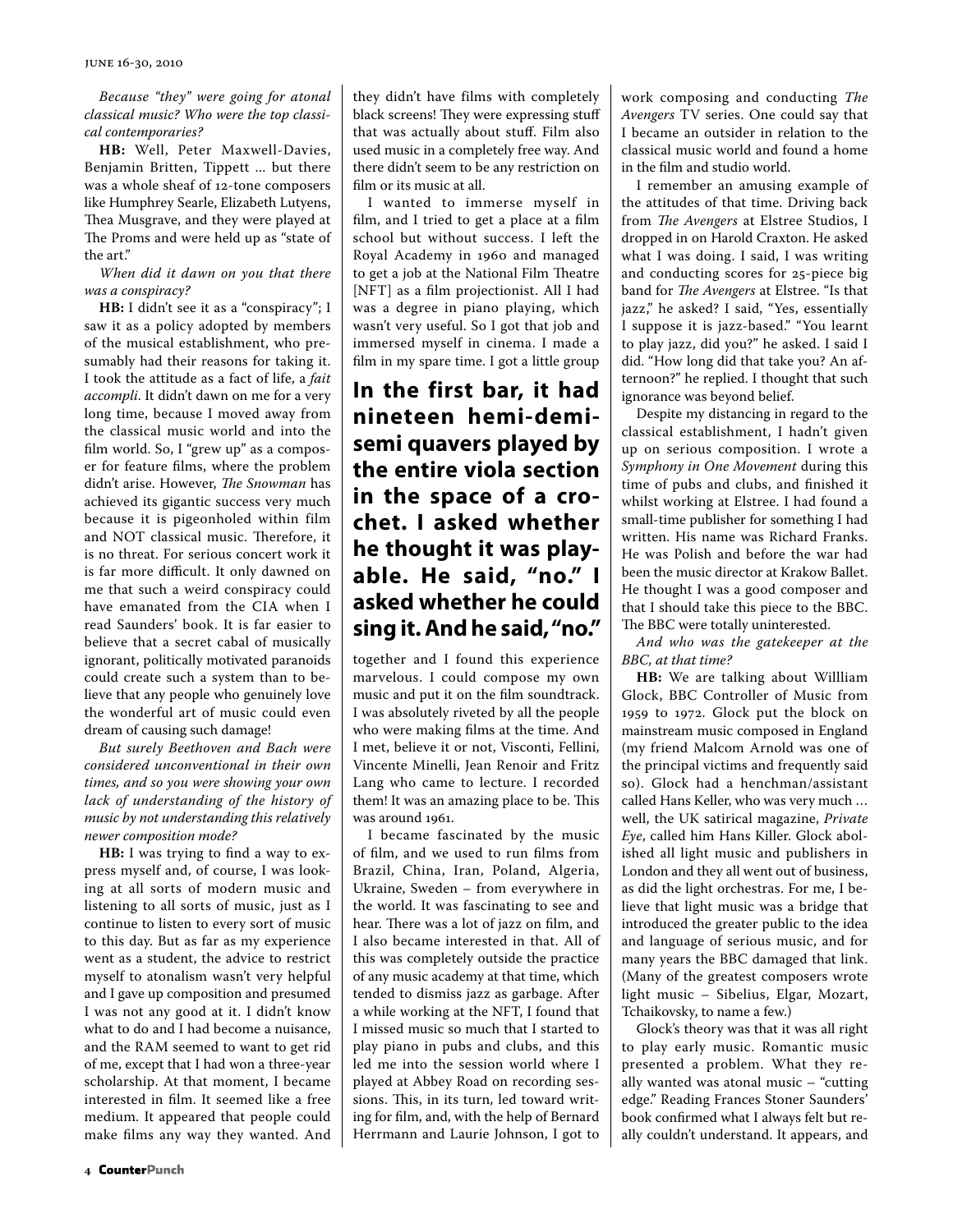*Because "they" were going for atonal classical music? Who were the top classical contemporaries?*

**HB:** Well, Peter Maxwell-Davies, Benjamin Britten, Tippett … but there was a whole sheaf of 12-tone composers like Humphrey Searle, Elizabeth Lutyens, Thea Musgrave, and they were played at The Proms and were held up as "state of the art."

*When did it dawn on you that there was a conspiracy?*

**HB:** I didn't see it as a "conspiracy"; I saw it as a policy adopted by members of the musical establishment, who presumably had their reasons for taking it. I took the attitude as a fact of life, a *fait accompli*. It didn't dawn on me for a very long time, because I moved away from the classical music world and into the film world. So, I "grew up" as a composer for feature films, where the problem didn't arise. However, *The Snowman* has achieved its gigantic success very much because it is pigeonholed within film and NOT classical music. Therefore, it is no threat. For serious concert work it is far more difficult. It only dawned on me that such a weird conspiracy could have emanated from the CIA when I read Saunders' book. It is far easier to believe that a secret cabal of musically ignorant, politically motivated paranoids could create such a system than to believe that any people who genuinely love the wonderful art of music could even dream of causing such damage!

*But surely Beethoven and Bach were considered unconventional in their own times, and so you were showing your own lack of understanding of the history of music by not understanding this relatively newer composition mode?*

**HB:** I was trying to find a way to express myself and, of course, I was looking at all sorts of modern music and listening to all sorts of music, just as I continue to listen to every sort of music to this day. But as far as my experience went as a student, the advice to restrict myself to atonalism wasn't very helpful and I gave up composition and presumed I was not any good at it. I didn't know what to do and I had become a nuisance, and the RAM seemed to want to get rid of me, except that I had won a three-year scholarship. At that moment, I became interested in film. It seemed like a free medium. It appeared that people could make films any way they wanted. And they didn't have films with completely black screens! They were expressing stuff that was actually about stuff. Film also used music in a completely free way. And there didn't seem to be any restriction on film or its music at all.

I wanted to immerse myself in film, and I tried to get a place at a film school but without success. I left the Royal Academy in 1960 and managed to get a job at the National Film Theatre [NFT] as a film projectionist. All I had was a degree in piano playing, which wasn't very useful. So I got that job and immersed myself in cinema. I made a film in my spare time. I got a little group together and I found this experience marvelous. I could compose my own music and put it on the film soundtrack. I was absolutely riveted by all the people who were making films at the time. And I met, believe it or not, Visconti, Fellini, Vincente Minelli, Jean Renoir and Fritz Lang who came to lecture. I recorded them! It was an amazing place to be. This was around 1961.

**In the first bar, it had nineteen hemi-demi-semi quavers played by the entire viola section in the space of a crochet. I asked whether he thought it was playable. He said, "no." I asked whether he could sing it. And he said, "no."**

I became fascinated by the music of film, and we used to run films from Brazil, China, Iran, Poland, Algeria, Ukraine, Sweden – from everywhere in the world. It was fascinating to see and hear. There was a lot of jazz on film, and I also became interested in that. All of this was completely outside the practice of any music academy at that time, which tended to dismiss jazz as garbage. After a while working at the NFT, I found that I missed music so much that I started to play piano in pubs and clubs, and this led me into the session world where I played at Abbey Road on recording sessions. This, in its turn, led toward writing for film, and, with the help of Bernard Herrmann and Laurie Johnson, I got to work composing and conducting *The Avengers* TV series. One could say that I became an outsider in relation to the classical music world and found a home in the film and studio world.

I remember an amusing example of the attitudes of that time. Driving back from *The Avengers* at Elstree Studios, I dropped in on Harold Craxton. He asked what I was doing. I said, I was writing and conducting scores for 25-piece big band for *The Avengers* at Elstree. "Is that jazz," he asked? I said, "Yes, essentially I suppose it is jazz-based." "You learnt to play jazz, did you?" he asked. I said I did. "How long did that take you? An afternoon?" he replied. I thought that such ignorance was beyond belief.

Despite my distancing in regard to the classical establishment, I hadn't given up on serious composition. I wrote a *Symphony in One Movement* during this time of pubs and clubs, and finished it whilst working at Elstree. I had found a small-time publisher for something I had written. His name was Richard Franks. He was Polish and before the war had been the music director at Krakow Ballet. He thought I was a good composer and that I should take this piece to the BBC. The BBC were totally uninterested.

*And who was the gatekeeper at the BBC, at that time?*

**HB:** We are talking about Willliam Glock, BBC Controller of Music from 1959 to 1972. Glock put the block on mainstream music composed in England (my friend Malcom Arnold was one of the principal victims and frequently said so). Glock had a henchman/assistant called Hans Keller, who was very much … well, the UK satirical magazine, *Private Eye*, called him Hans Killer. Glock abolished all light music and publishers in London and they all went out of business, as did the light orchestras. For me, I believe that light music was a bridge that introduced the greater public to the idea and language of serious music, and for many years the BBC damaged that link. (Many of the greatest composers wrote light music – Sibelius, Elgar, Mozart, Tchaikovsky, to name a few.)

Glock's theory was that it was all right to play early music. Romantic music presented a problem. What they really wanted was atonal music – "cutting edge." Reading Frances Stoner Saunders' book confirmed what I always felt but really couldn't understand. It appears, and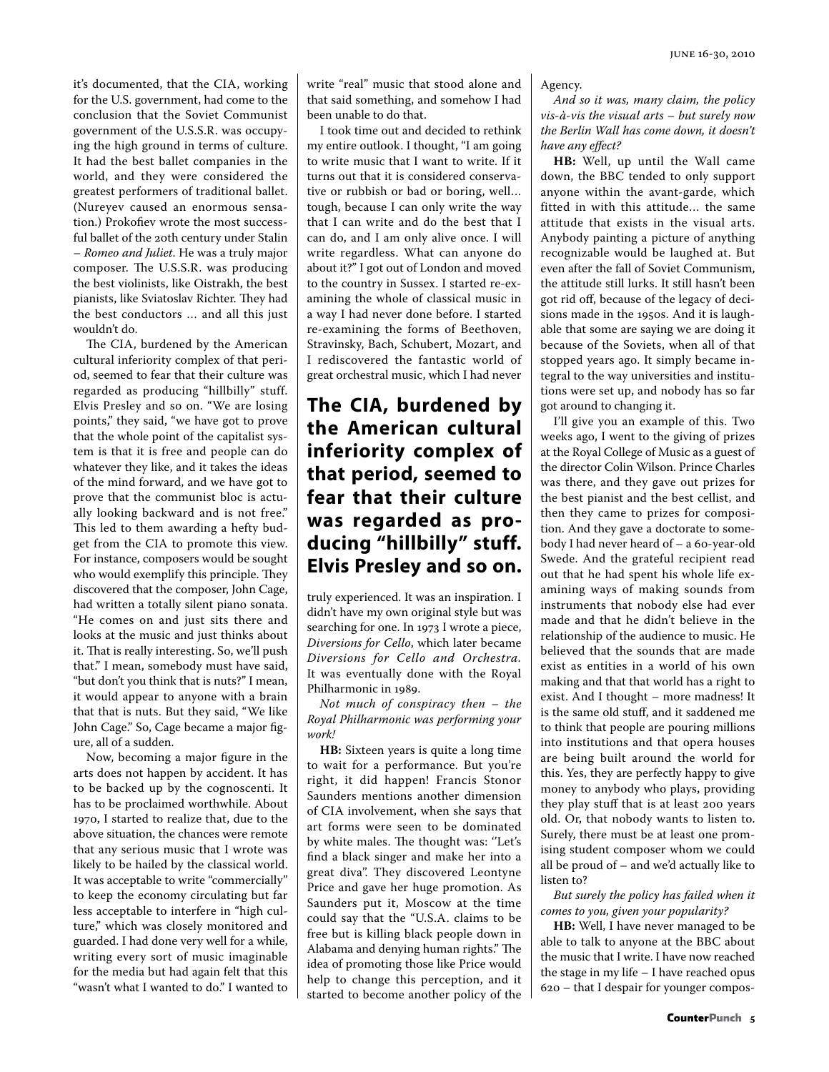it's documented, that the CIA, working for the U.S. government, had come to the conclusion that the Soviet Communist government of the U.S.S.R. was occupying the high ground in terms of culture. It had the best ballet companies in the world, and they were considered the greatest performers of traditional ballet. (Nureyev caused an enormous sensation.) Prokofiev wrote the most successful ballet of the 20th century under Stalin – *Romeo and Juliet*. He was a truly major composer. The U.S.S.R. was producing the best violinists, like Oistrakh, the best pianists, like Sviatoslav Richter. They had the best conductors … and all this just wouldn't do.

The CIA, burdened by the American cultural inferiority complex of that period, seemed to fear that their culture was regarded as producing "hillbilly" stuff. Elvis Presley and so on. "We are losing points," they said, "we have got to prove that the whole point of the capitalist system is that it is free and people can do whatever they like, and it takes the ideas of the mind forward, and we have got to prove that the communist bloc is actually looking backward and is not free." This led to them awarding a hefty budget from the CIA to promote this view. For instance, composers would be sought who would exemplify this principle. They discovered that the composer, John Cage, had written a totally silent piano sonata. "He comes on and just sits there and looks at the music and just thinks about it. That is really interesting. So, we'll push that." I mean, somebody must have said, "but don't you think that is nuts?" I mean, it would appear to anyone with a brain that that is nuts. But they said, "We like John Cage." So, Cage became a major figure, all of a sudden.

Now, becoming a major figure in the arts does not happen by accident. It has to be backed up by the cognoscenti. It has to be proclaimed worthwhile. About 1970, I started to realize that, due to the above situation, the chances were remote that any serious music that I wrote was likely to be hailed by the classical world. It was acceptable to write "commercially" to keep the economy circulating but far less acceptable to interfere in "high culture," which was closely monitored and guarded. I had done very well for a while, writing every sort of music imaginable for the media but had again felt that this "wasn't what I wanted to do." I wanted to write "real" music that stood alone and that said something, and somehow I had been unable to do that.

I took time out and decided to rethink my entire outlook. I thought, "I am going to write music that I want to write. If it turns out that it is considered conservative or rubbish or bad or boring, well… tough, because I can only write the way that I can write and do the best that I can do, and I am only alive once. I will write regardless. What can anyone do about it?" I got out of London and moved to the country in Sussex. I started re-examining the whole of classical music in a way I had never done before. I started re-examining the forms of Beethoven, Stravinsky, Bach, Schubert, Mozart, and I rediscovered the fantastic world of great orchestral music, which I had never truly experienced. It was an inspiration. I didn't have my own original style but was searching for one. In 1973 I wrote a piece, *Diversions for Cello*, which later became *Diversions for Cello and Orchestra*. It was eventually done with the Royal Philharmonic in 1989.

**The CIA, burdened by the American cultural inferiority complex of that period, seemed to fear that their culture was regarded as producing "hillbilly" stuff. Elvis Presley and so on.**

*Not much of conspiracy then – the Royal Philharmonic was performing your work!*

**HB:** Sixteen years is quite a long time to wait for a performance. But you're right, it did happen! Francis Stonor Saunders mentions another dimension of CIA involvement, when she says that art forms were seen to be dominated by white males. The thought was: ''Let's find a black singer and make her into a great diva". They discovered Leontyne Price and gave her huge promotion. As Saunders put it, Moscow at the time could say that the "U.S.A. claims to be free but is killing black people down in Alabama and denying human rights." The idea of promoting those like Price would help to change this perception, and it started to become another policy of the Agency.

*And so it was, many claim, the policy vis-à-vis the visual arts – but surely now the Berlin Wall has come down, it doesn't have any effect?*

**HB:** Well, up until the Wall came down, the BBC tended to only support anyone within the avant-garde, which fitted in with this attitude… the same attitude that exists in the visual arts. Anybody painting a picture of anything recognizable would be laughed at. But even after the fall of Soviet Communism, the attitude still lurks. It still hasn't been got rid off, because of the legacy of decisions made in the 1950s. And it is laughable that some are saying we are doing it because of the Soviets, when all of that stopped years ago. It simply became integral to the way universities and institutions were set up, and nobody has so far got around to changing it.

I'll give you an example of this. Two weeks ago, I went to the giving of prizes at the Royal College of Music as a guest of the director Colin Wilson. Prince Charles was there, and they gave out prizes for the best pianist and the best cellist, and then they came to prizes for composition. And they gave a doctorate to somebody I had never heard of – a 60-year-old Swede. And the grateful recipient read out that he had spent his whole life examining ways of making sounds from instruments that nobody else had ever made and that he didn't believe in the relationship of the audience to music. He believed that the sounds that are made exist as entities in a world of his own making and that that world has a right to exist. And I thought – more madness! It is the same old stuff, and it saddened me to think that people are pouring millions into institutions and that opera houses are being built around the world for this. Yes, they are perfectly happy to give money to anybody who plays, providing they play stuff that is at least 200 years old. Or, that nobody wants to listen to. Surely, there must be at least one promising student composer whom we could all be proud of – and we'd actually like to listen to?

*But surely the policy has failed when it comes to you, given your popularity?*

**HB:** Well, I have never managed to be able to talk to anyone at the BBC about the music that I write. I have now reached the stage in my life – I have reached opus 620 – that I despair for younger compos-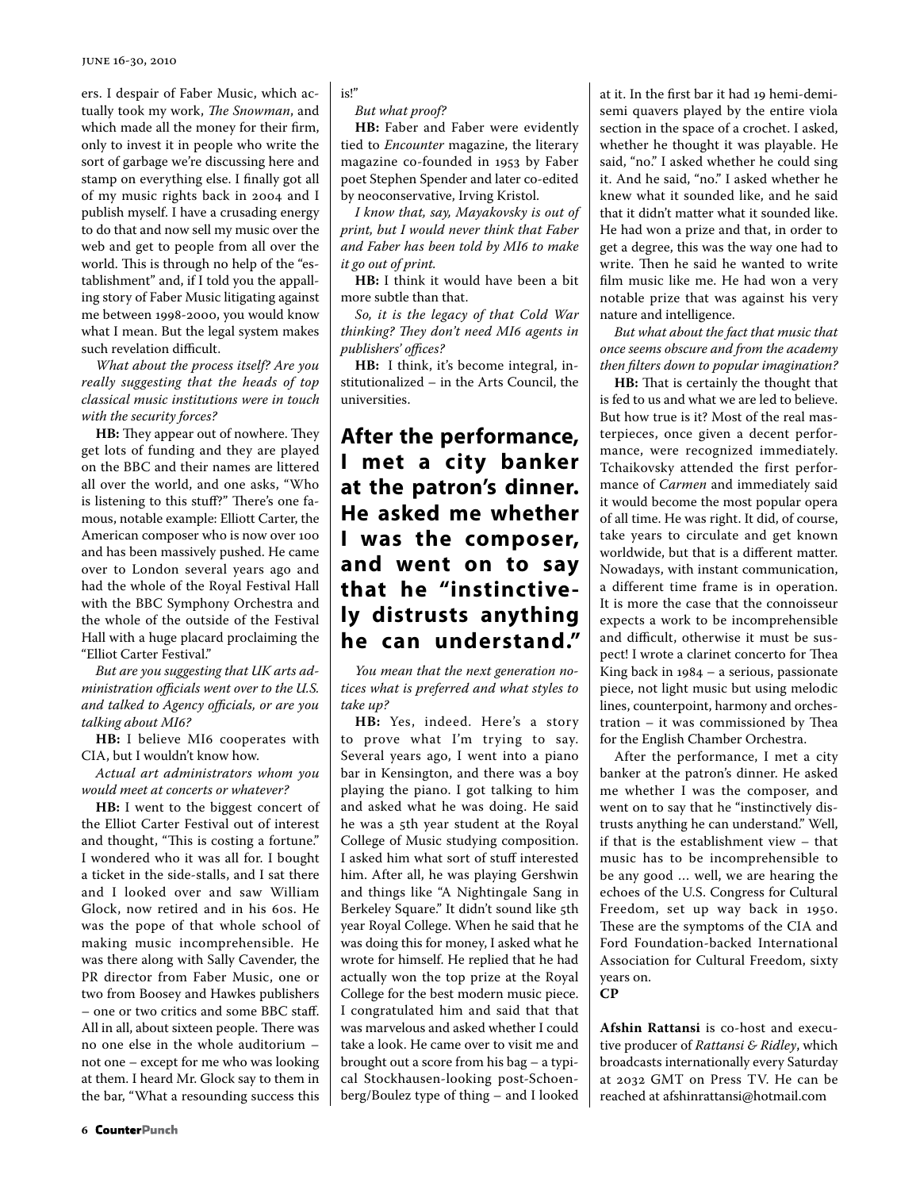ers. I despair of Faber Music, which actually took my work, *The Snowman*, and which made all the money for their firm, only to invest it in people who write the sort of garbage we're discussing here and stamp on everything else. I finally got all of my music rights back in 2004 and I publish myself. I have a crusading energy to do that and now sell my music over the web and get to people from all over the world. This is through no help of the "establishment" and, if I told you the appalling story of Faber Music litigating against me between 1998-2000, you would know what I mean. But the legal system makes such revelation difficult.

*What about the process itself? Are you really suggesting that the heads of top classical music institutions were in touch with the security forces?*

**HB:** They appear out of nowhere. They get lots of funding and they are played on the BBC and their names are littered all over the world, and one asks, "Who is listening to this stuff?" There's one famous, notable example: Elliott Carter, the American composer who is now over 100 and has been massively pushed. He came over to London several years ago and had the whole of the Royal Festival Hall with the BBC Symphony Orchestra and the whole of the outside of the Festival Hall with a huge placard proclaiming the "Elliot Carter Festival."

*But are you suggesting that UK arts administration officials went over to the U.S. and talked to Agency officials, or are you talking about MI6?*

**HB:** I believe MI6 cooperates with CIA, but I wouldn't know how.

*Actual art administrators whom you would meet at concerts or whatever?*

**HB:** I went to the biggest concert of the Elliot Carter Festival out of interest and thought, "This is costing a fortune." I wondered who it was all for. I bought a ticket in the side-stalls, and I sat there and I looked over and saw William Glock, now retired and in his 60s. He was the pope of that whole school of making music incomprehensible. He was there along with Sally Cavender, the PR director from Faber Music, one or two from Boosey and Hawkes publishers – one or two critics and some BBC staff. All in all, about sixteen people. There was no one else in the whole auditorium – not one – except for me who was looking at them. I heard Mr. Glock say to them in the bar, "What a resounding success this is!"

*But what proof?*

**HB:** Faber and Faber were evidently tied to *Encounter* magazine, the literary magazine co-founded in 1953 by Faber poet Stephen Spender and later co-edited by neoconservative, Irving Kristol.

*I know that, say, Mayakovsky is out of print, but I would never think that Faber and Faber has been told by MI6 to make it go out of print.*

**HB:** I think it would have been a bit more subtle than that.

*So, it is the legacy of that Cold War thinking? They don't need MI6 agents in publishers' offices?*

**HB:** I think, it's become integral, institutionalized – in the Arts Council, the universities.

**After the performance, I met a city banker at the patron's dinner. He asked me whether I was the composer, and went on to say that he "instinctively distrusts anything he can understand."**

*You mean that the next generation notices what is preferred and what styles to take up?*

**HB:** Yes, indeed. Here's a story to prove what I'm trying to say. Several years ago, I went into a piano bar in Kensington, and there was a boy playing the piano. I got talking to him and asked what he was doing. He said he was a 5th year student at the Royal College of Music studying composition. I asked him what sort of stuff interested him. After all, he was playing Gershwin and things like "A Nightingale Sang in Berkeley Square." It didn't sound like 5th year Royal College. When he said that he was doing this for money, I asked what he wrote for himself. He replied that he had actually won the top prize at the Royal College for the best modern music piece. I congratulated him and said that that was marvelous and asked whether I could take a look. He came over to visit me and brought out a score from his bag – a typical Stockhausen-looking post-Schoenberg/Boulez type of thing – and I looked at it. In the first bar it had 19 hemi-demi-semi quavers played by the entire viola section in the space of a crochet. I asked, whether he thought it was playable. He said, "no." I asked whether he could sing it. And he said, "no." I asked whether he knew what it sounded like, and he said that it didn't matter what it sounded like. He had won a prize and that, in order to get a degree, this was the way one had to write. Then he said he wanted to write film music like me. He had won a very notable prize that was against his very nature and intelligence.

*But what about the fact that music that once seems obscure and from the academy then filters down to popular imagination?*

**HB:** That is certainly the thought that is fed to us and what we are led to believe. But how true is it? Most of the real masterpieces, once given a decent performance, were recognized immediately. Tchaikovsky attended the first performance of *Carmen* and immediately said it would become the most popular opera of all time. He was right. It did, of course, take years to circulate and get known worldwide, but that is a different matter. Nowadays, with instant communication, a different time frame is in operation. It is more the case that the connoisseur expects a work to be incomprehensible and difficult, otherwise it must be suspect! I wrote a clarinet concerto for Thea King back in 1984 – a serious, passionate piece, not light music but using melodic lines, counterpoint, harmony and orchestration – it was commissioned by Thea for the English Chamber Orchestra.

After the performance, I met a city banker at the patron's dinner. He asked me whether I was the composer, and went on to say that he "instinctively distrusts anything he can understand." Well, if that is the establishment view – that music has to be incomprehensible to be any good … well, we are hearing the echoes of the U.S. Congress for Cultural Freedom, set up way back in 1950. These are the symptoms of the CIA and Ford Foundation-backed International Association for Cultural Freedom, sixty years on.

**CP**

**Afshin Rattansi** is co-host and executive producer of *Rattansi & Ridley*, which broadcasts internationally every Saturday at 2032 GMT on Press TV. He can be reached at afshinrattansi@hotmail.com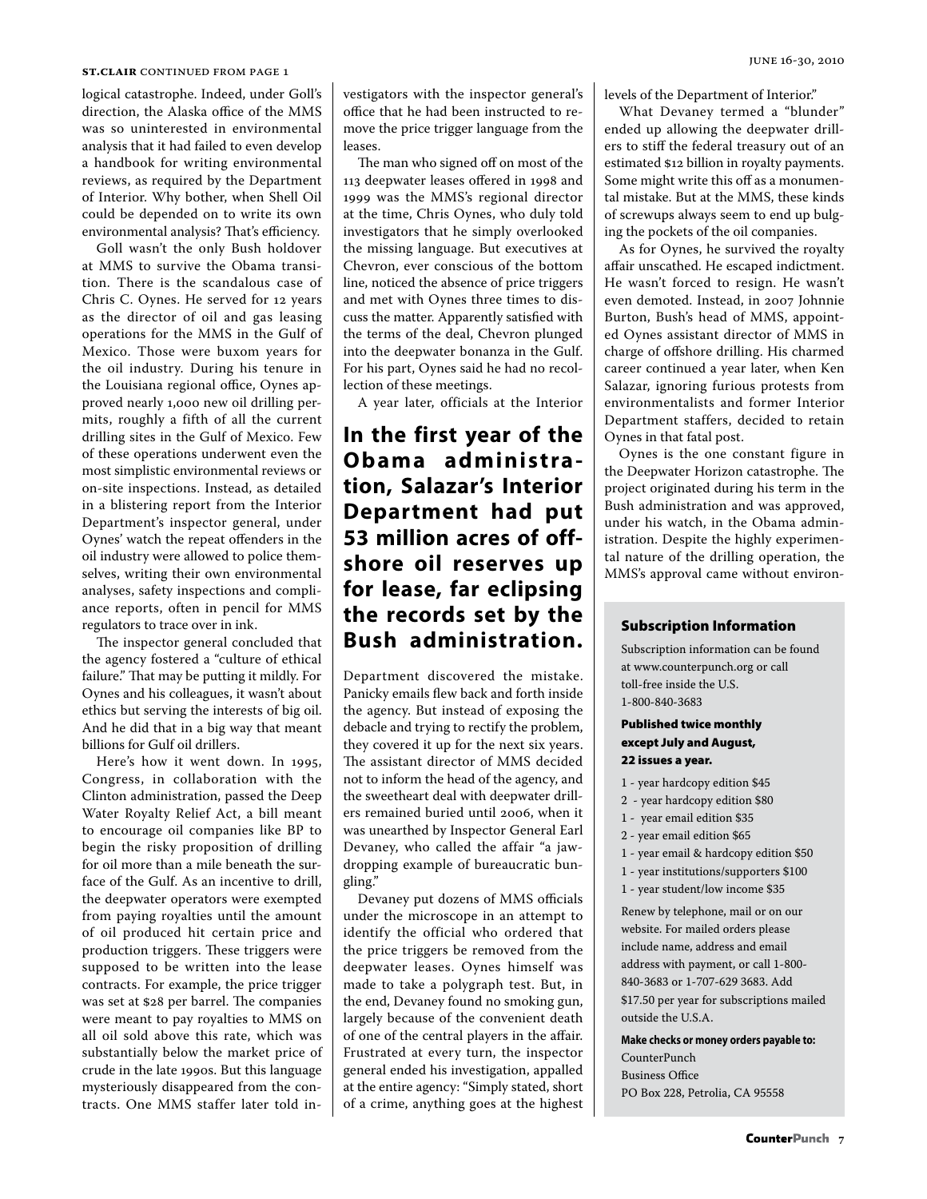logical catastrophe. Indeed, under Goll's direction, the Alaska office of the MMS was so uninterested in environmental analysis that it had failed to even develop a handbook for writing environmental reviews, as required by the Department of Interior. Why bother, when Shell Oil could be depended on to write its own environmental analysis? That's efficiency.

Goll wasn't the only Bush holdover at MMS to survive the Obama transition. There is the scandalous case of Chris C. Oynes. He served for 12 years as the director of oil and gas leasing operations for the MMS in the Gulf of Mexico. Those were buxom years for the oil industry. During his tenure in the Louisiana regional office, Oynes approved nearly 1,000 new oil drilling permits, roughly a fifth of all the current drilling sites in the Gulf of Mexico. Few of these operations underwent even the most simplistic environmental reviews or on-site inspections. Instead, as detailed in a blistering report from the Interior Department's inspector general, under Oynes' watch the repeat offenders in the oil industry were allowed to police themselves, writing their own environmental analyses, safety inspections and compliance reports, often in pencil for MMS regulators to trace over in ink.

The inspector general concluded that the agency fostered a "culture of ethical failure." That may be putting it mildly. For Oynes and his colleagues, it wasn't about ethics but serving the interests of big oil. And he did that in a big way that meant billions for Gulf oil drillers.

Here's how it went down. In 1995, Congress, in collaboration with the Clinton administration, passed the Deep Water Royalty Relief Act, a bill meant to encourage oil companies like BP to begin the risky proposition of drilling for oil more than a mile beneath the surface of the Gulf. As an incentive to drill, the deepwater operators were exempted from paying royalties until the amount of oil produced hit certain price and production triggers. These triggers were supposed to be written into the lease contracts. For example, the price trigger was set at $28 per barrel. The companies were meant to pay royalties to MMS on all oil sold above this rate, which was substantially below the market price of crude in the late 1990s. But this language mysteriously disappeared from the contracts. One MMS staffer later told investigators with the inspector general's office that he had been instructed to remove the price trigger language from the leases.

The man who signed off on most of the 113 deepwater leases offered in 1998 and 1999 was the MMS's regional director at the time, Chris Oynes, who duly told investigators that he simply overlooked the missing language. But executives at Chevron, ever conscious of the bottom line, noticed the absence of price triggers and met with Oynes three times to discuss the matter. Apparently satisfied with the terms of the deal, Chevron plunged into the deepwater bonanza in the Gulf. For his part, Oynes said he had no recollection of these meetings.

A year later, officials at the Interior Department discovered the mistake. Panicky emails flew back and forth inside the agency. But instead of exposing the debacle and trying to rectify the problem, they covered it up for the next six years. The assistant director of MMS decided not to inform the head of the agency, and the sweetheart deal with deepwater drillers remained buried until 2006, when it was unearthed by Inspector General Earl Devaney, who called the affair "a jaw-dropping example of bureaucratic bungling."

**In the first year of the Obama administration, Salazar's Interior Department had put 53 million acres of offshore oil reserves up for lease, far eclipsing the records set by the Bush administration.**

Devaney put dozens of MMS officials under the microscope in an attempt to identify the official who ordered that the price triggers be removed from the deepwater leases. Oynes himself was made to take a polygraph test. But, in the end, Devaney found no smoking gun, largely because of the convenient death of one of the central players in the affair. Frustrated at every turn, the inspector general ended his investigation, appalled at the entire agency: "Simply stated, short of a crime, anything goes at the highest levels of the Department of Interior."

What Devaney termed a "blunder" ended up allowing the deepwater drillers to stiff the federal treasury out of an estimated $12 billion in royalty payments. Some might write this off as a monumental mistake. But at the MMS, these kinds of screwups always seem to end up bulging the pockets of the oil companies.

As for Oynes, he survived the royalty affair unscathed. He escaped indictment. He wasn't forced to resign. He wasn't even demoted. Instead, in 2007 Johnnie Burton, Bush's head of MMS, appointed Oynes assistant director of MMS in charge of offshore drilling. His charmed career continued a year later, when Ken Salazar, ignoring furious protests from environmentalists and former Interior Department staffers, decided to retain Oynes in that fatal post.

Oynes is the one constant figure in the Deepwater Horizon catastrophe. The project originated during his term in the Bush administration and was approved, under his watch, in the Obama administration. Despite the highly experimental nature of the drilling operation, the MMS's approval came without environ-

### Subscription Information

Subscription information can be found at www.counterpunch.org or call toll-free inside the U.S. 1-800-840-3683

**Published twice monthly except July and August, 22 issues a year.**

- 1 - year hardcopy edition $45
- 2 - year hardcopy edition $80
- 1 - year email edition $35
- 2 - year email edition $65
- 1 - year email & hardcopy edition $50
- 1 - year institutions/supporters $100
- 1 - year student/low income $35

Renew by telephone, mail or on our website. For mailed orders please include name, address and email address with payment, or call 1-800-840-3683 or 1-707-629 3683. Add $17.50 per year for subscriptions mailed outside the U.S.A.

**Make checks or money orders payable to:**
CounterPunch
Business Office
PO Box 228, Petrolia, CA 95558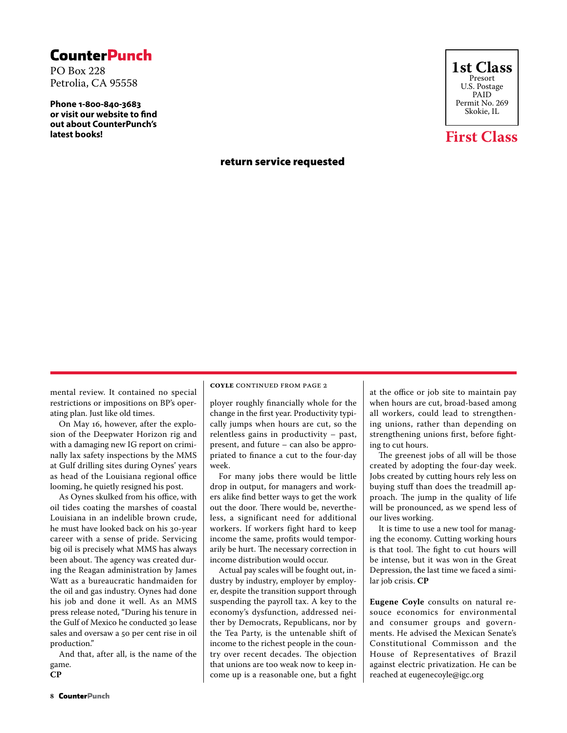# CounterPunch

PO Box 228
Petrolia, CA 95558

**Phone 1-800-840-3683 or visit our website to find out about CounterPunch's latest books!**

**1st Class**
Presort
U.S. Postage
PAID
Permit No. 269
Skokie, IL

**First Class**

**return service requested**

mental review. It contained no special restrictions or impositions on BP's operating plan. Just like old times.

On May 16, however, after the explosion of the Deepwater Horizon rig and with a damaging new IG report on criminally lax safety inspections by the MMS at Gulf drilling sites during Oynes' years as head of the Louisiana regional office looming, he quietly resigned his post.

As Oynes skulked from his office, with oil tides coating the marshes of coastal Louisiana in an indelible brown crude, he must have looked back on his 30-year career with a sense of pride. Servicing big oil is precisely what MMS has always been about. The agency was created during the Reagan administration by James Watt as a bureaucratic handmaiden for the oil and gas industry. Oynes had done his job and done it well. As an MMS press release noted, "During his tenure in the Gulf of Mexico he conducted 30 lease sales and oversaw a 50 per cent rise in oil production."

And that, after all, is the name of the game. **CP**

**COYLE** CONTINUED FROM PAGE 2

ployer roughly financially whole for the change in the first year. Productivity typically jumps when hours are cut, so the relentless gains in productivity – past, present, and future – can also be appropriated to finance a cut to the four-day week.

For many jobs there would be little drop in output, for managers and workers alike find better ways to get the work out the door. There would be, nevertheless, a significant need for additional workers. If workers fight hard to keep income the same, profits would temporarily be hurt. The necessary correction in income distribution would occur.

Actual pay scales will be fought out, industry by industry, employer by employer, despite the transition support through suspending the payroll tax. A key to the economy's dysfunction, addressed neither by Democrats, Republicans, nor by the Tea Party, is the untenable shift of income to the richest people in the country over recent decades. The objection that unions are too weak now to keep income up is a reasonable one, but a fight at the office or job site to maintain pay when hours are cut, broad-based among all workers, could lead to strengthening unions, rather than depending on strengthening unions first, before fighting to cut hours.

The greenest jobs of all will be those created by adopting the four-day week. Jobs created by cutting hours rely less on buying stuff than does the treadmill approach. The jump in the quality of life will be pronounced, as we spend less of our lives working.

It is time to use a new tool for managing the economy. Cutting working hours is that tool. The fight to cut hours will be intense, but it was won in the Great Depression, the last time we faced a similar job crisis. **CP**

**Eugene Coyle** consults on natural resouce economics for environmental and consumer groups and governments. He advised the Mexican Senate's Constitutional Commisson and the House of Representatives of Brazil against electric privatization. He can be reached at eugenecoyle@igc.org